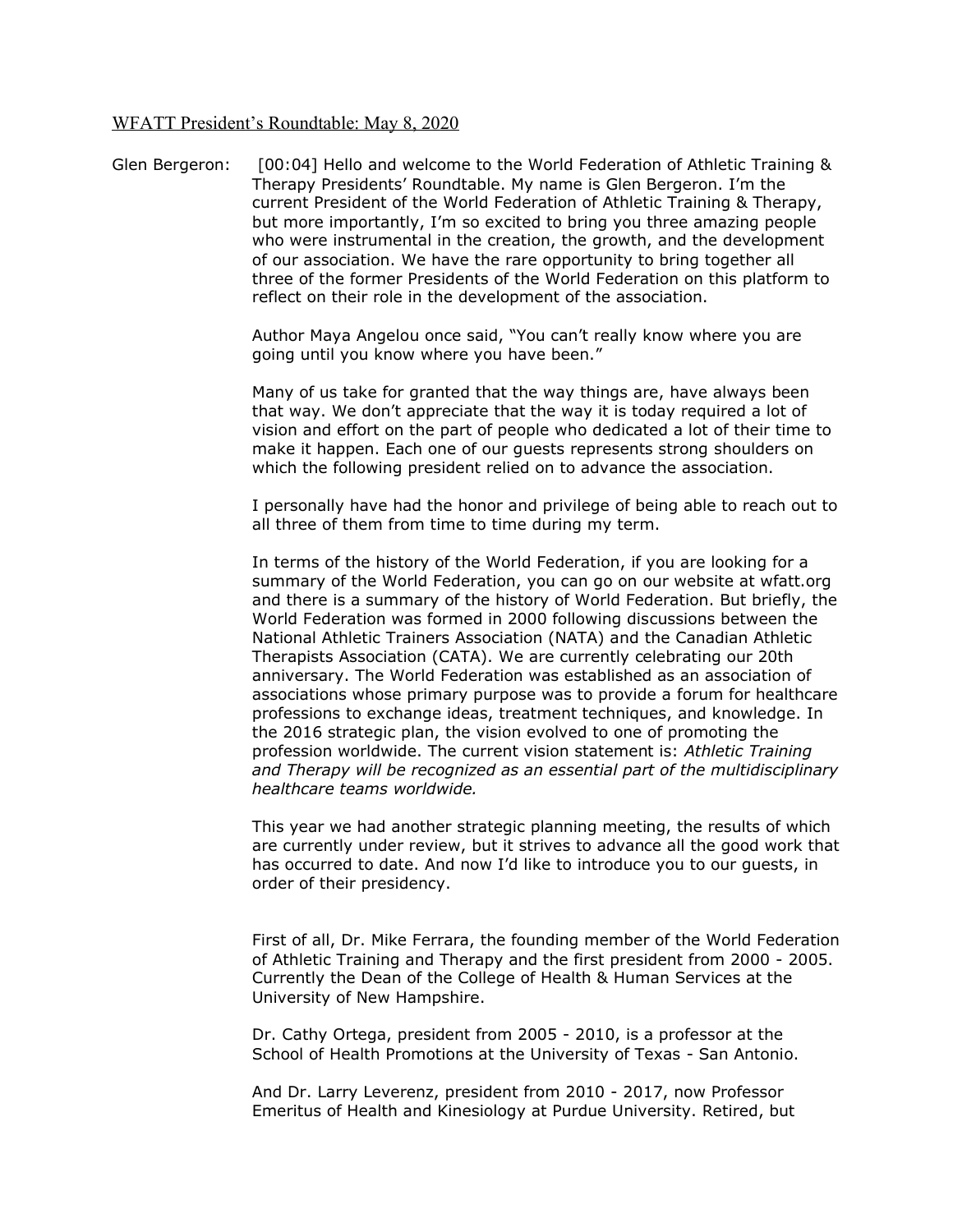WFATT President's Roundtable: May 8, 2020

Glen Bergeron: [00:04] Hello and welcome to the World Federation of Athletic Training & Therapy Presidents' Roundtable. My name is Glen Bergeron. I'm the current President of the World Federation of Athletic Training & Therapy, but more importantly, I'm so excited to bring you three amazing people who were instrumental in the creation, the growth, and the development of our association. We have the rare opportunity to bring together all three of the former Presidents of the World Federation on this platform to reflect on their role in the development of the association.

Author Maya Angelou once said, "You can't really know where you are going until you know where you have been."

Many of us take for granted that the way things are, have always been that way. We don't appreciate that the way it is today required a lot of vision and effort on the part of people who dedicated a lot of their time to make it happen. Each one of our guests represents strong shoulders on which the following president relied on to advance the association.

I personally have had the honor and privilege of being able to reach out to all three of them from time to time during my term.

In terms of the history of the World Federation, if you are looking for a summary of the World Federation, you can go on our website at wfatt.org and there is a summary of the history of World Federation. But briefly, the World Federation was formed in 2000 following discussions between the National Athletic Trainers Association (NATA) and the Canadian Athletic Therapists Association (CATA). We are currently celebrating our 20th anniversary. The World Federation was established as an association of associations whose primary purpose was to provide a forum for healthcare professions to exchange ideas, treatment techniques, and knowledge. In the 2016 strategic plan, the vision evolved to one of promoting the profession worldwide. The current vision statement is: *Athletic Training and Therapy will be recognized as an essential part of the multidisciplinary healthcare teams worldwide.*

This year we had another strategic planning meeting, the results of which are currently under review, but it strives to advance all the good work that has occurred to date. And now I'd like to introduce you to our guests, in order of their presidency.

First of all, Dr. Mike Ferrara, the founding member of the World Federation of Athletic Training and Therapy and the first president from 2000 - 2005. Currently the Dean of the College of Health & Human Services at the University of New Hampshire.

Dr. Cathy Ortega, president from 2005 - 2010, is a professor at the School of Health Promotions at the University of Texas - San Antonio.

And Dr. Larry Leverenz, president from 2010 - 2017, now Professor Emeritus of Health and Kinesiology at Purdue University. Retired, but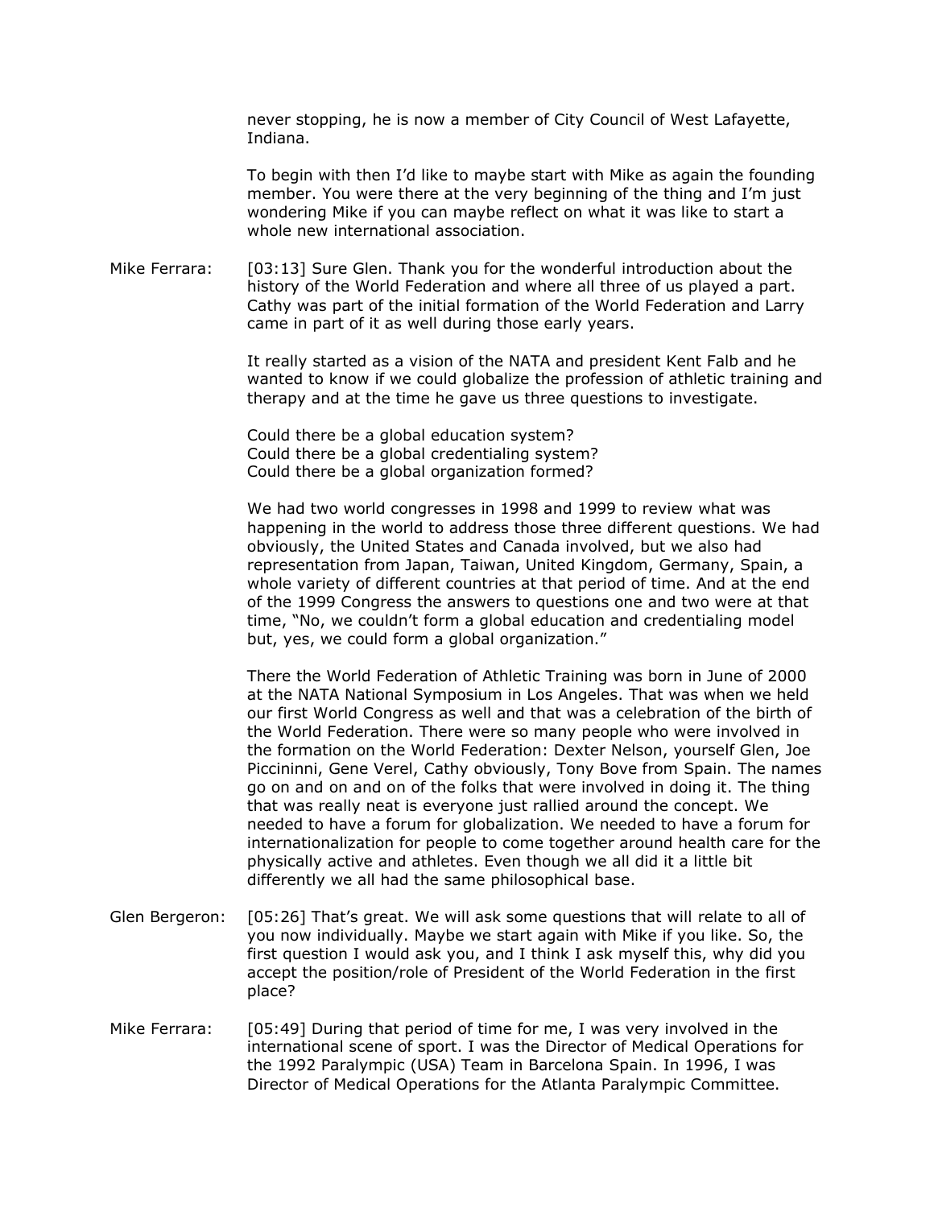never stopping, he is now a member of City Council of West Lafayette, Indiana.

To begin with then I'd like to maybe start with Mike as again the founding member. You were there at the very beginning of the thing and I'm just wondering Mike if you can maybe reflect on what it was like to start a whole new international association.

Mike Ferrara: [03:13] Sure Glen. Thank you for the wonderful introduction about the history of the World Federation and where all three of us played a part. Cathy was part of the initial formation of the World Federation and Larry came in part of it as well during those early years.

It really started as a vision of the NATA and president Kent Falb and he wanted to know if we could globalize the profession of athletic training and therapy and at the time he gave us three questions to investigate.

Could there be a global education system?
Could there be a global credentialing system?
Could there be a global organization formed?

We had two world congresses in 1998 and 1999 to review what was happening in the world to address those three different questions. We had obviously, the United States and Canada involved, but we also had representation from Japan, Taiwan, United Kingdom, Germany, Spain, a whole variety of different countries at that period of time. And at the end of the 1999 Congress the answers to questions one and two were at that time, "No, we couldn't form a global education and credentialing model but, yes, we could form a global organization."

There the World Federation of Athletic Training was born in June of 2000 at the NATA National Symposium in Los Angeles. That was when we held our first World Congress as well and that was a celebration of the birth of the World Federation. There were so many people who were involved in the formation on the World Federation: Dexter Nelson, yourself Glen, Joe Piccininni, Gene Verel, Cathy obviously, Tony Bove from Spain. The names go on and on and on of the folks that were involved in doing it. The thing that was really neat is everyone just rallied around the concept. We needed to have a forum for globalization. We needed to have a forum for internationalization for people to come together around health care for the physically active and athletes. Even though we all did it a little bit differently we all had the same philosophical base.

Glen Bergeron: [05:26] That's great. We will ask some questions that will relate to all of you now individually. Maybe we start again with Mike if you like. So, the first question I would ask you, and I think I ask myself this, why did you accept the position/role of President of the World Federation in the first place?

Mike Ferrara: [05:49] During that period of time for me, I was very involved in the international scene of sport. I was the Director of Medical Operations for the 1992 Paralympic (USA) Team in Barcelona Spain. In 1996, I was Director of Medical Operations for the Atlanta Paralympic Committee.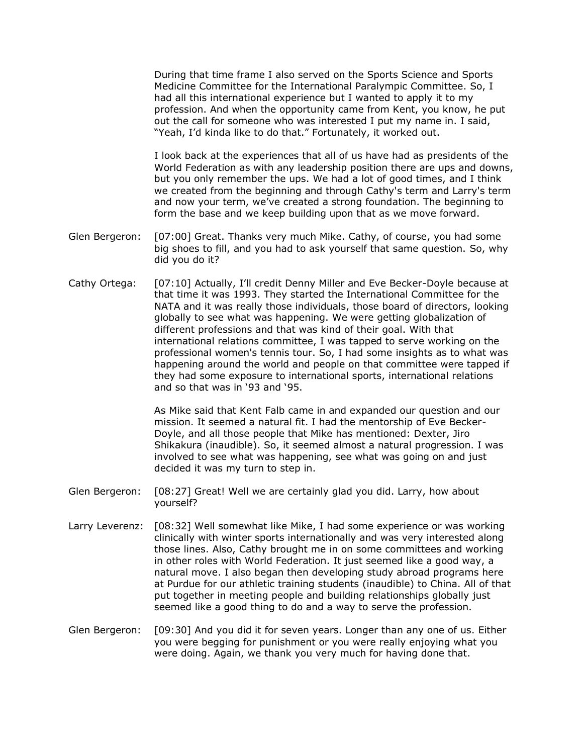During that time frame I also served on the Sports Science and Sports Medicine Committee for the International Paralympic Committee. So, I had all this international experience but I wanted to apply it to my profession. And when the opportunity came from Kent, you know, he put out the call for someone who was interested I put my name in. I said, "Yeah, I'd kinda like to do that." Fortunately, it worked out.

I look back at the experiences that all of us have had as presidents of the World Federation as with any leadership position there are ups and downs, but you only remember the ups. We had a lot of good times, and I think we created from the beginning and through Cathy's term and Larry's term and now your term, we've created a strong foundation. The beginning to form the base and we keep building upon that as we move forward.

Glen Bergeron: [07:00] Great. Thanks very much Mike. Cathy, of course, you had some big shoes to fill, and you had to ask yourself that same question. So, why did you do it?

Cathy Ortega: [07:10] Actually, I'll credit Denny Miller and Eve Becker-Doyle because at that time it was 1993. They started the International Committee for the NATA and it was really those individuals, those board of directors, looking globally to see what was happening. We were getting globalization of different professions and that was kind of their goal. With that international relations committee, I was tapped to serve working on the professional women's tennis tour. So, I had some insights as to what was happening around the world and people on that committee were tapped if they had some exposure to international sports, international relations and so that was in '93 and '95.

As Mike said that Kent Falb came in and expanded our question and our mission. It seemed a natural fit. I had the mentorship of Eve Becker-Doyle, and all those people that Mike has mentioned: Dexter, Jiro Shikakura (inaudible). So, it seemed almost a natural progression. I was involved to see what was happening, see what was going on and just decided it was my turn to step in.

Glen Bergeron: [08:27] Great! Well we are certainly glad you did. Larry, how about yourself?

Larry Leverenz: [08:32] Well somewhat like Mike, I had some experience or was working clinically with winter sports internationally and was very interested along those lines. Also, Cathy brought me in on some committees and working in other roles with World Federation. It just seemed like a good way, a natural move. I also began then developing study abroad programs here at Purdue for our athletic training students (inaudible) to China. All of that put together in meeting people and building relationships globally just seemed like a good thing to do and a way to serve the profession.

Glen Bergeron: [09:30] And you did it for seven years. Longer than any one of us. Either you were begging for punishment or you were really enjoying what you were doing. Again, we thank you very much for having done that.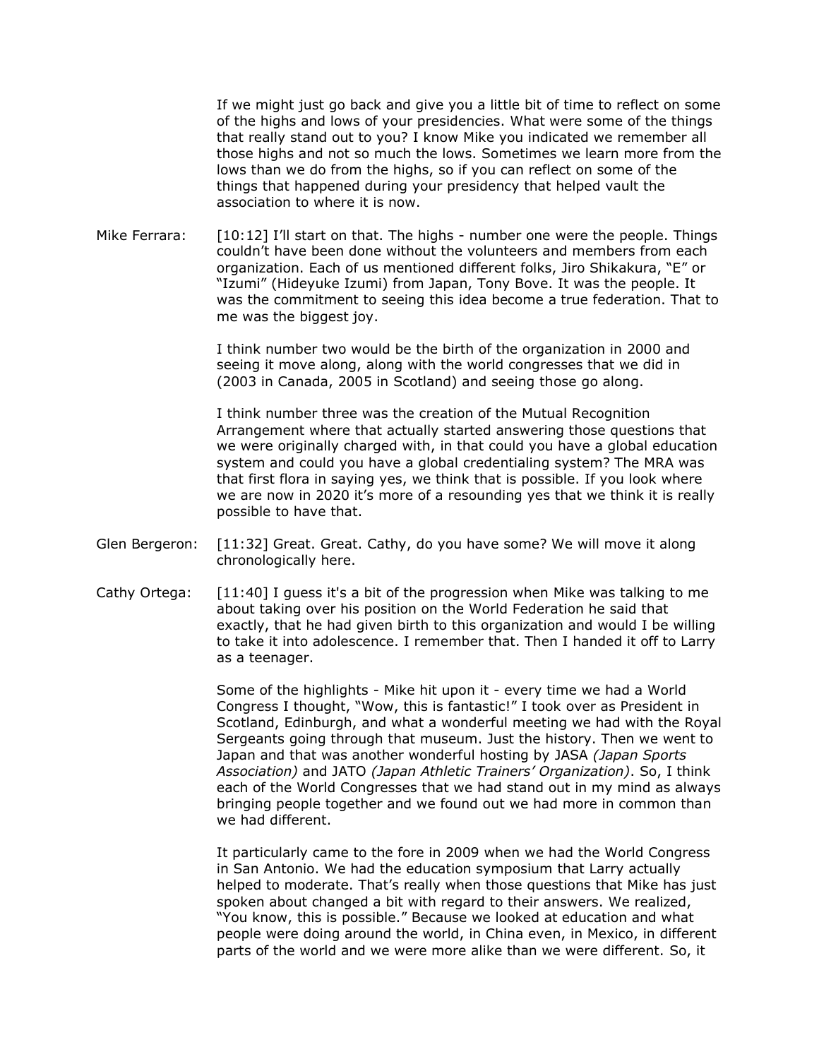If we might just go back and give you a little bit of time to reflect on some of the highs and lows of your presidencies. What were some of the things that really stand out to you? I know Mike you indicated we remember all those highs and not so much the lows. Sometimes we learn more from the lows than we do from the highs, so if you can reflect on some of the things that happened during your presidency that helped vault the association to where it is now.

Mike Ferrara: [10:12] I'll start on that. The highs - number one were the people. Things couldn't have been done without the volunteers and members from each organization. Each of us mentioned different folks, Jiro Shikakura, "E" or "Izumi" (Hideyuke Izumi) from Japan, Tony Bove. It was the people. It was the commitment to seeing this idea become a true federation. That to me was the biggest joy.

I think number two would be the birth of the organization in 2000 and seeing it move along, along with the world congresses that we did in (2003 in Canada, 2005 in Scotland) and seeing those go along.

I think number three was the creation of the Mutual Recognition Arrangement where that actually started answering those questions that we were originally charged with, in that could you have a global education system and could you have a global credentialing system? The MRA was that first flora in saying yes, we think that is possible. If you look where we are now in 2020 it's more of a resounding yes that we think it is really possible to have that.

Glen Bergeron: [11:32] Great. Great. Cathy, do you have some? We will move it along chronologically here.

Cathy Ortega: [11:40] I guess it's a bit of the progression when Mike was talking to me about taking over his position on the World Federation he said that exactly, that he had given birth to this organization and would I be willing to take it into adolescence. I remember that. Then I handed it off to Larry as a teenager.

Some of the highlights - Mike hit upon it - every time we had a World Congress I thought, "Wow, this is fantastic!" I took over as President in Scotland, Edinburgh, and what a wonderful meeting we had with the Royal Sergeants going through that museum. Just the history. Then we went to Japan and that was another wonderful hosting by JASA *(Japan Sports Association)* and JATO *(Japan Athletic Trainers' Organization)*. So, I think each of the World Congresses that we had stand out in my mind as always bringing people together and we found out we had more in common than we had different.

It particularly came to the fore in 2009 when we had the World Congress in San Antonio. We had the education symposium that Larry actually helped to moderate. That's really when those questions that Mike has just spoken about changed a bit with regard to their answers. We realized, "You know, this is possible." Because we looked at education and what people were doing around the world, in China even, in Mexico, in different parts of the world and we were more alike than we were different. So, it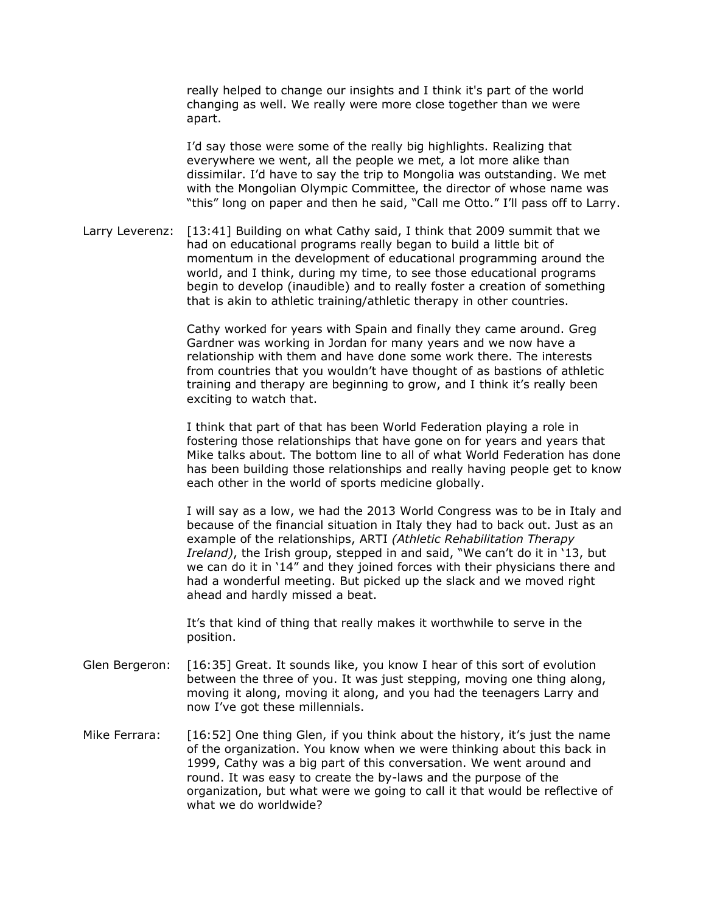really helped to change our insights and I think it's part of the world changing as well. We really were more close together than we were apart.

I'd say those were some of the really big highlights. Realizing that everywhere we went, all the people we met, a lot more alike than dissimilar. I'd have to say the trip to Mongolia was outstanding. We met with the Mongolian Olympic Committee, the director of whose name was "this" long on paper and then he said, "Call me Otto." I'll pass off to Larry.

Larry Leverenz: [13:41] Building on what Cathy said, I think that 2009 summit that we had on educational programs really began to build a little bit of momentum in the development of educational programming around the world, and I think, during my time, to see those educational programs begin to develop (inaudible) and to really foster a creation of something that is akin to athletic training/athletic therapy in other countries.

Cathy worked for years with Spain and finally they came around. Greg Gardner was working in Jordan for many years and we now have a relationship with them and have done some work there. The interests from countries that you wouldn't have thought of as bastions of athletic training and therapy are beginning to grow, and I think it's really been exciting to watch that.

I think that part of that has been World Federation playing a role in fostering those relationships that have gone on for years and years that Mike talks about. The bottom line to all of what World Federation has done has been building those relationships and really having people get to know each other in the world of sports medicine globally.

I will say as a low, we had the 2013 World Congress was to be in Italy and because of the financial situation in Italy they had to back out. Just as an example of the relationships, ARTI *(Athletic Rehabilitation Therapy Ireland)*, the Irish group, stepped in and said, "We can't do it in '13, but we can do it in '14" and they joined forces with their physicians there and had a wonderful meeting. But picked up the slack and we moved right ahead and hardly missed a beat.

It's that kind of thing that really makes it worthwhile to serve in the position.

Glen Bergeron: [16:35] Great. It sounds like, you know I hear of this sort of evolution between the three of you. It was just stepping, moving one thing along, moving it along, moving it along, and you had the teenagers Larry and now I've got these millennials.

Mike Ferrara: [16:52] One thing Glen, if you think about the history, it's just the name of the organization. You know when we were thinking about this back in 1999, Cathy was a big part of this conversation. We went around and round. It was easy to create the by-laws and the purpose of the organization, but what were we going to call it that would be reflective of what we do worldwide?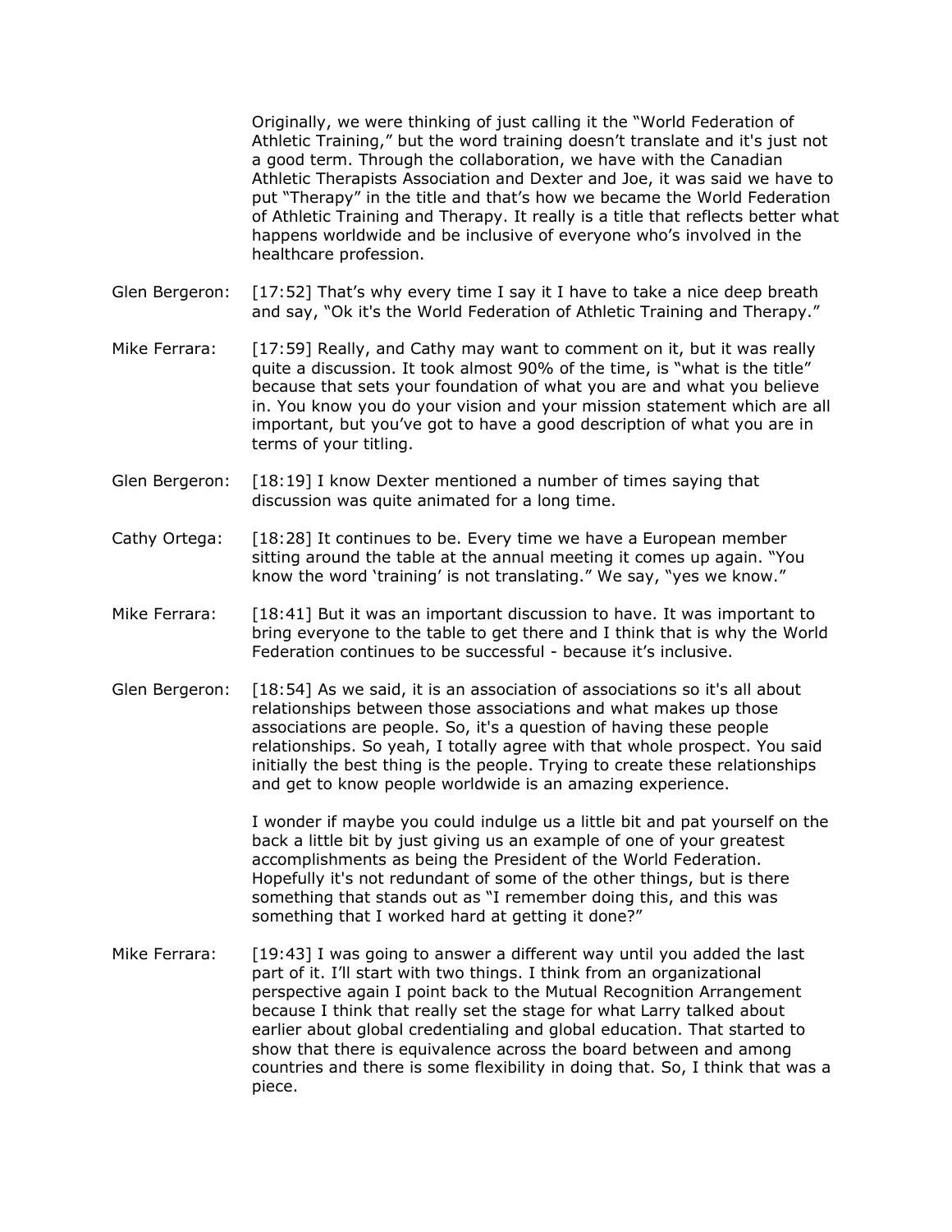Originally, we were thinking of just calling it the "World Federation of Athletic Training," but the word training doesn't translate and it's just not a good term. Through the collaboration, we have with the Canadian Athletic Therapists Association and Dexter and Joe, it was said we have to put "Therapy" in the title and that's how we became the World Federation of Athletic Training and Therapy. It really is a title that reflects better what happens worldwide and be inclusive of everyone who's involved in the healthcare profession.

Glen Bergeron: [17:52] That's why every time I say it I have to take a nice deep breath and say, "Ok it's the World Federation of Athletic Training and Therapy."

Mike Ferrara: [17:59] Really, and Cathy may want to comment on it, but it was really quite a discussion. It took almost 90% of the time, is "what is the title" because that sets your foundation of what you are and what you believe in. You know you do your vision and your mission statement which are all important, but you've got to have a good description of what you are in terms of your titling.

Glen Bergeron: [18:19] I know Dexter mentioned a number of times saying that discussion was quite animated for a long time.

Cathy Ortega: [18:28] It continues to be. Every time we have a European member sitting around the table at the annual meeting it comes up again. "You know the word 'training' is not translating." We say, "yes we know."

Mike Ferrara: [18:41] But it was an important discussion to have. It was important to bring everyone to the table to get there and I think that is why the World Federation continues to be successful - because it's inclusive.

Glen Bergeron: [18:54] As we said, it is an association of associations so it's all about relationships between those associations and what makes up those associations are people. So, it's a question of having these people relationships. So yeah, I totally agree with that whole prospect. You said initially the best thing is the people. Trying to create these relationships and get to know people worldwide is an amazing experience.

I wonder if maybe you could indulge us a little bit and pat yourself on the back a little bit by just giving us an example of one of your greatest accomplishments as being the President of the World Federation. Hopefully it's not redundant of some of the other things, but is there something that stands out as "I remember doing this, and this was something that I worked hard at getting it done?"

Mike Ferrara: [19:43] I was going to answer a different way until you added the last part of it. I'll start with two things. I think from an organizational perspective again I point back to the Mutual Recognition Arrangement because I think that really set the stage for what Larry talked about earlier about global credentialing and global education. That started to show that there is equivalence across the board between and among countries and there is some flexibility in doing that. So, I think that was a piece.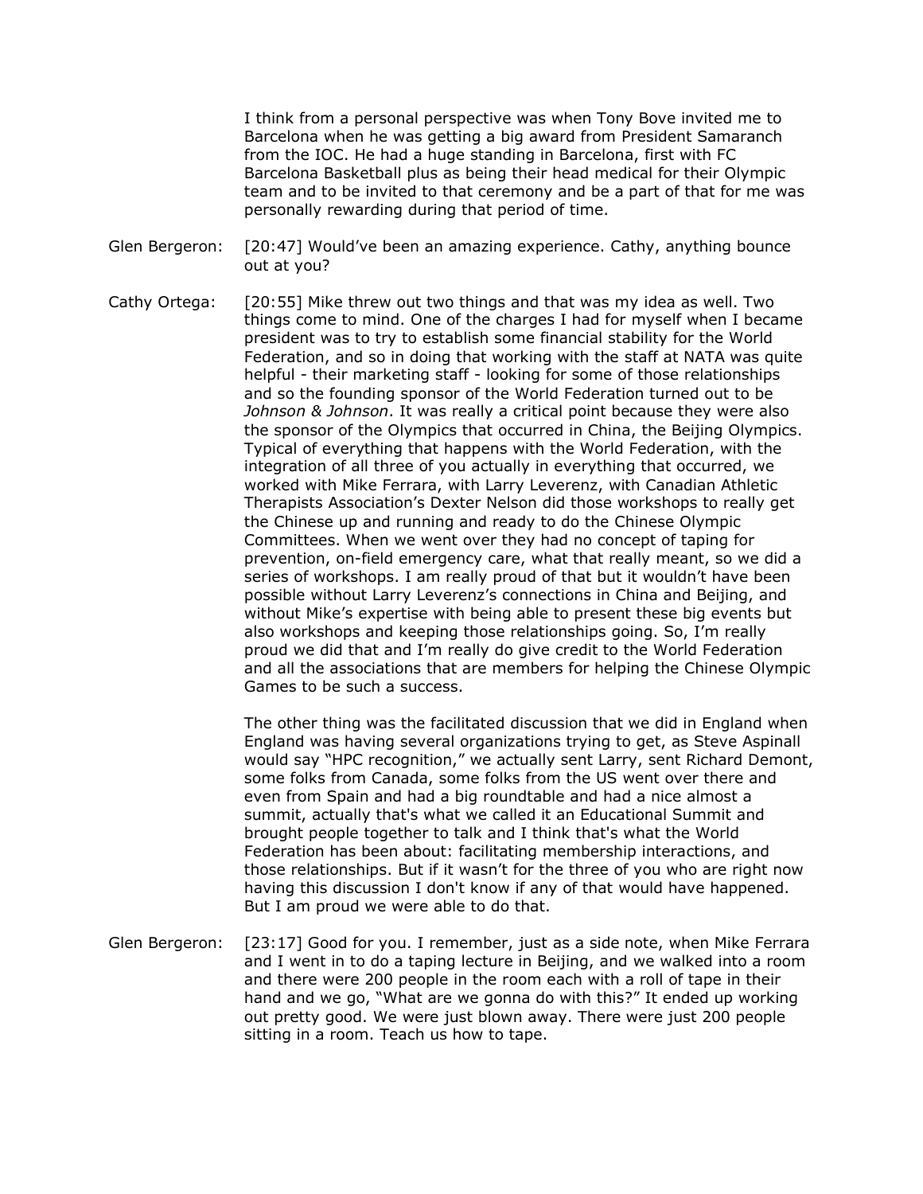I think from a personal perspective was when Tony Bove invited me to Barcelona when he was getting a big award from President Samaranch from the IOC. He had a huge standing in Barcelona, first with FC Barcelona Basketball plus as being their head medical for their Olympic team and to be invited to that ceremony and be a part of that for me was personally rewarding during that period of time.

Glen Bergeron: [20:47] Would've been an amazing experience. Cathy, anything bounce out at you?

Cathy Ortega: [20:55] Mike threw out two things and that was my idea as well. Two things come to mind. One of the charges I had for myself when I became president was to try to establish some financial stability for the World Federation, and so in doing that working with the staff at NATA was quite helpful - their marketing staff - looking for some of those relationships and so the founding sponsor of the World Federation turned out to be *Johnson & Johnson*. It was really a critical point because they were also the sponsor of the Olympics that occurred in China, the Beijing Olympics. Typical of everything that happens with the World Federation, with the integration of all three of you actually in everything that occurred, we worked with Mike Ferrara, with Larry Leverenz, with Canadian Athletic Therapists Association's Dexter Nelson did those workshops to really get the Chinese up and running and ready to do the Chinese Olympic Committees. When we went over they had no concept of taping for prevention, on-field emergency care, what that really meant, so we did a series of workshops. I am really proud of that but it wouldn't have been possible without Larry Leverenz's connections in China and Beijing, and without Mike's expertise with being able to present these big events but also workshops and keeping those relationships going. So, I'm really proud we did that and I'm really do give credit to the World Federation and all the associations that are members for helping the Chinese Olympic Games to be such a success.

The other thing was the facilitated discussion that we did in England when England was having several organizations trying to get, as Steve Aspinall would say "HPC recognition," we actually sent Larry, sent Richard Demont, some folks from Canada, some folks from the US went over there and even from Spain and had a big roundtable and had a nice almost a summit, actually that's what we called it an Educational Summit and brought people together to talk and I think that's what the World Federation has been about: facilitating membership interactions, and those relationships. But if it wasn't for the three of you who are right now having this discussion I don't know if any of that would have happened. But I am proud we were able to do that.

Glen Bergeron: [23:17] Good for you. I remember, just as a side note, when Mike Ferrara and I went in to do a taping lecture in Beijing, and we walked into a room and there were 200 people in the room each with a roll of tape in their hand and we go, "What are we gonna do with this?" It ended up working out pretty good. We were just blown away. There were just 200 people sitting in a room. Teach us how to tape.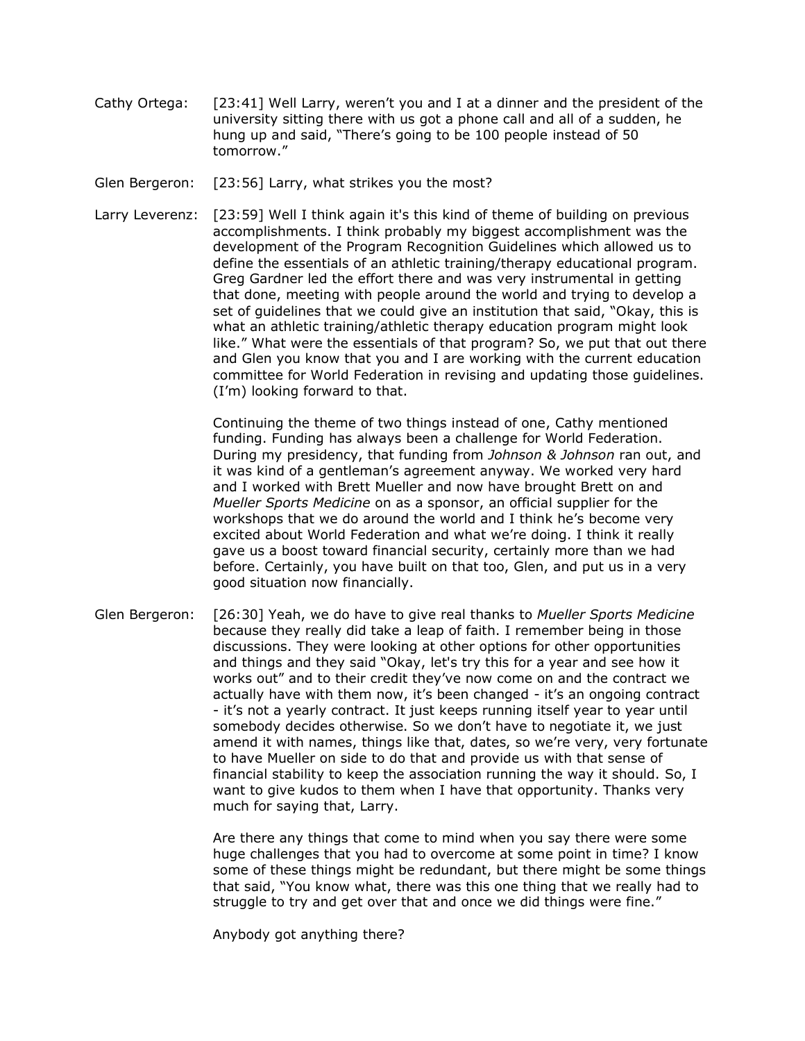Cathy Ortega: [23:41] Well Larry, weren't you and I at a dinner and the president of the university sitting there with us got a phone call and all of a sudden, he hung up and said, "There's going to be 100 people instead of 50 tomorrow."

Glen Bergeron: [23:56] Larry, what strikes you the most?

Larry Leverenz: [23:59] Well I think again it's this kind of theme of building on previous accomplishments. I think probably my biggest accomplishment was the development of the Program Recognition Guidelines which allowed us to define the essentials of an athletic training/therapy educational program. Greg Gardner led the effort there and was very instrumental in getting that done, meeting with people around the world and trying to develop a set of guidelines that we could give an institution that said, "Okay, this is what an athletic training/athletic therapy education program might look like." What were the essentials of that program? So, we put that out there and Glen you know that you and I are working with the current education committee for World Federation in revising and updating those guidelines. (I'm) looking forward to that.

Continuing the theme of two things instead of one, Cathy mentioned funding. Funding has always been a challenge for World Federation. During my presidency, that funding from *Johnson & Johnson* ran out, and it was kind of a gentleman's agreement anyway. We worked very hard and I worked with Brett Mueller and now have brought Brett on and *Mueller Sports Medicine* on as a sponsor, an official supplier for the workshops that we do around the world and I think he's become very excited about World Federation and what we're doing. I think it really gave us a boost toward financial security, certainly more than we had before. Certainly, you have built on that too, Glen, and put us in a very good situation now financially.

Glen Bergeron: [26:30] Yeah, we do have to give real thanks to *Mueller Sports Medicine* because they really did take a leap of faith. I remember being in those discussions. They were looking at other options for other opportunities and things and they said "Okay, let's try this for a year and see how it works out" and to their credit they've now come on and the contract we actually have with them now, it's been changed - it's an ongoing contract - it's not a yearly contract. It just keeps running itself year to year until somebody decides otherwise. So we don't have to negotiate it, we just amend it with names, things like that, dates, so we're very, very fortunate to have Mueller on side to do that and provide us with that sense of financial stability to keep the association running the way it should. So, I want to give kudos to them when I have that opportunity. Thanks very much for saying that, Larry.

Are there any things that come to mind when you say there were some huge challenges that you had to overcome at some point in time? I know some of these things might be redundant, but there might be some things that said, "You know what, there was this one thing that we really had to struggle to try and get over that and once we did things were fine."

Anybody got anything there?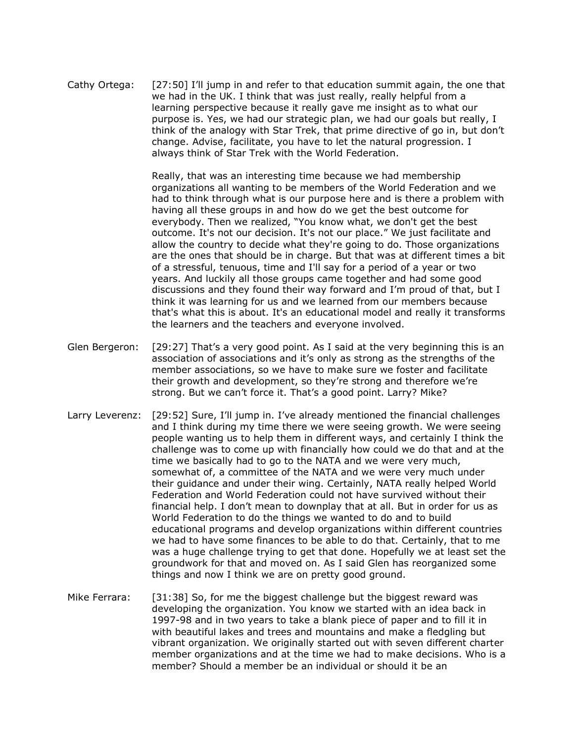Cathy Ortega: [27:50] I'll jump in and refer to that education summit again, the one that we had in the UK. I think that was just really, really helpful from a learning perspective because it really gave me insight as to what our purpose is. Yes, we had our strategic plan, we had our goals but really, I think of the analogy with Star Trek, that prime directive of go in, but don't change. Advise, facilitate, you have to let the natural progression. I always think of Star Trek with the World Federation.

Really, that was an interesting time because we had membership organizations all wanting to be members of the World Federation and we had to think through what is our purpose here and is there a problem with having all these groups in and how do we get the best outcome for everybody. Then we realized, "You know what, we don't get the best outcome. It's not our decision. It's not our place." We just facilitate and allow the country to decide what they're going to do. Those organizations are the ones that should be in charge. But that was at different times a bit of a stressful, tenuous, time and I'll say for a period of a year or two years. And luckily all those groups came together and had some good discussions and they found their way forward and I'm proud of that, but I think it was learning for us and we learned from our members because that's what this is about. It's an educational model and really it transforms the learners and the teachers and everyone involved.

Glen Bergeron: [29:27] That's a very good point. As I said at the very beginning this is an association of associations and it's only as strong as the strengths of the member associations, so we have to make sure we foster and facilitate their growth and development, so they're strong and therefore we're strong. But we can't force it. That's a good point. Larry? Mike?

Larry Leverenz: [29:52] Sure, I'll jump in. I've already mentioned the financial challenges and I think during my time there we were seeing growth. We were seeing people wanting us to help them in different ways, and certainly I think the challenge was to come up with financially how could we do that and at the time we basically had to go to the NATA and we were very much, somewhat of, a committee of the NATA and we were very much under their guidance and under their wing. Certainly, NATA really helped World Federation and World Federation could not have survived without their financial help. I don't mean to downplay that at all. But in order for us as World Federation to do the things we wanted to do and to build educational programs and develop organizations within different countries we had to have some finances to be able to do that. Certainly, that to me was a huge challenge trying to get that done. Hopefully we at least set the groundwork for that and moved on. As I said Glen has reorganized some things and now I think we are on pretty good ground.

Mike Ferrara: [31:38] So, for me the biggest challenge but the biggest reward was developing the organization. You know we started with an idea back in 1997-98 and in two years to take a blank piece of paper and to fill it in with beautiful lakes and trees and mountains and make a fledgling but vibrant organization. We originally started out with seven different charter member organizations and at the time we had to make decisions. Who is a member? Should a member be an individual or should it be an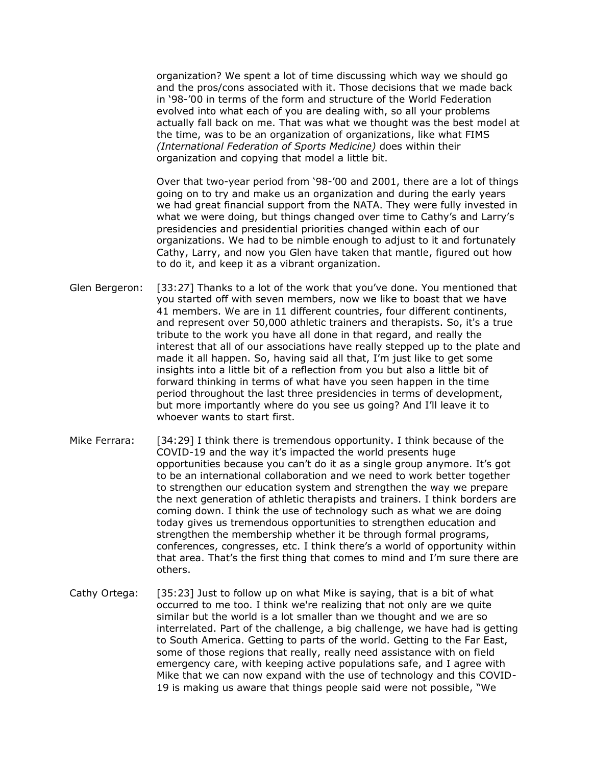organization? We spent a lot of time discussing which way we should go and the pros/cons associated with it. Those decisions that we made back in '98-'00 in terms of the form and structure of the World Federation evolved into what each of you are dealing with, so all your problems actually fall back on me. That was what we thought was the best model at the time, was to be an organization of organizations, like what FIMS *(International Federation of Sports Medicine)* does within their organization and copying that model a little bit.

Over that two-year period from '98-'00 and 2001, there are a lot of things going on to try and make us an organization and during the early years we had great financial support from the NATA. They were fully invested in what we were doing, but things changed over time to Cathy's and Larry's presidencies and presidential priorities changed within each of our organizations. We had to be nimble enough to adjust to it and fortunately Cathy, Larry, and now you Glen have taken that mantle, figured out how to do it, and keep it as a vibrant organization.

Glen Bergeron: [33:27] Thanks to a lot of the work that you've done. You mentioned that you started off with seven members, now we like to boast that we have 41 members. We are in 11 different countries, four different continents, and represent over 50,000 athletic trainers and therapists. So, it's a true tribute to the work you have all done in that regard, and really the interest that all of our associations have really stepped up to the plate and made it all happen. So, having said all that, I'm just like to get some insights into a little bit of a reflection from you but also a little bit of forward thinking in terms of what have you seen happen in the time period throughout the last three presidencies in terms of development, but more importantly where do you see us going? And I'll leave it to whoever wants to start first.

Mike Ferrara: [34:29] I think there is tremendous opportunity. I think because of the COVID-19 and the way it's impacted the world presents huge opportunities because you can't do it as a single group anymore. It's got to be an international collaboration and we need to work better together to strengthen our education system and strengthen the way we prepare the next generation of athletic therapists and trainers. I think borders are coming down. I think the use of technology such as what we are doing today gives us tremendous opportunities to strengthen education and strengthen the membership whether it be through formal programs, conferences, congresses, etc. I think there's a world of opportunity within that area. That's the first thing that comes to mind and I'm sure there are others.

Cathy Ortega: [35:23] Just to follow up on what Mike is saying, that is a bit of what occurred to me too. I think we're realizing that not only are we quite similar but the world is a lot smaller than we thought and we are so interrelated. Part of the challenge, a big challenge, we have had is getting to South America. Getting to parts of the world. Getting to the Far East, some of those regions that really, really need assistance with on field emergency care, with keeping active populations safe, and I agree with Mike that we can now expand with the use of technology and this COVID-19 is making us aware that things people said were not possible, "We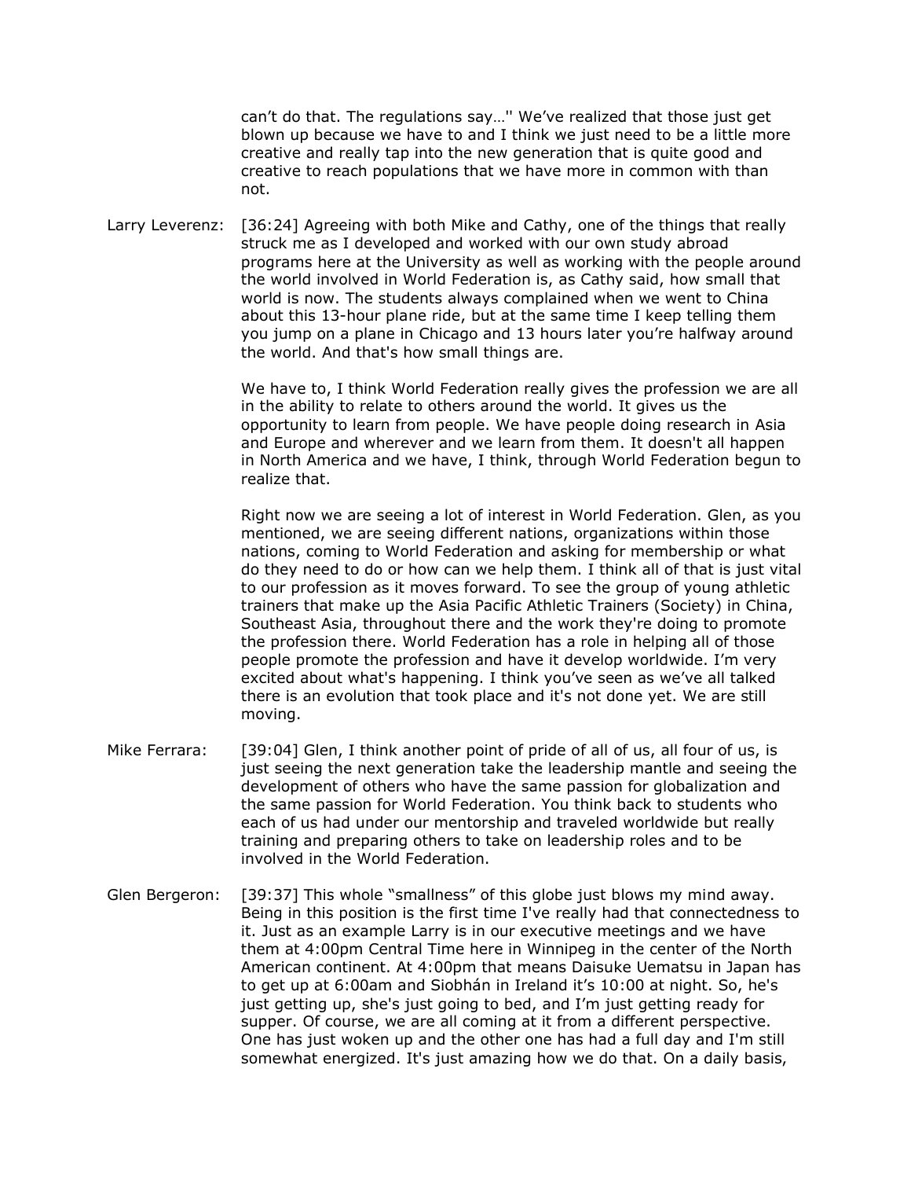can't do that. The regulations say…'' We've realized that those just get blown up because we have to and I think we just need to be a little more creative and really tap into the new generation that is quite good and creative to reach populations that we have more in common with than not.

Larry Leverenz: [36:24] Agreeing with both Mike and Cathy, one of the things that really struck me as I developed and worked with our own study abroad programs here at the University as well as working with the people around the world involved in World Federation is, as Cathy said, how small that world is now. The students always complained when we went to China about this 13-hour plane ride, but at the same time I keep telling them you jump on a plane in Chicago and 13 hours later you're halfway around the world. And that's how small things are.

We have to, I think World Federation really gives the profession we are all in the ability to relate to others around the world. It gives us the opportunity to learn from people. We have people doing research in Asia and Europe and wherever and we learn from them. It doesn't all happen in North America and we have, I think, through World Federation begun to realize that.

Right now we are seeing a lot of interest in World Federation. Glen, as you mentioned, we are seeing different nations, organizations within those nations, coming to World Federation and asking for membership or what do they need to do or how can we help them. I think all of that is just vital to our profession as it moves forward. To see the group of young athletic trainers that make up the Asia Pacific Athletic Trainers (Society) in China, Southeast Asia, throughout there and the work they're doing to promote the profession there. World Federation has a role in helping all of those people promote the profession and have it develop worldwide. I'm very excited about what's happening. I think you've seen as we've all talked there is an evolution that took place and it's not done yet. We are still moving.

Mike Ferrara: [39:04] Glen, I think another point of pride of all of us, all four of us, is just seeing the next generation take the leadership mantle and seeing the development of others who have the same passion for globalization and the same passion for World Federation. You think back to students who each of us had under our mentorship and traveled worldwide but really training and preparing others to take on leadership roles and to be involved in the World Federation.

Glen Bergeron: [39:37] This whole "smallness" of this globe just blows my mind away. Being in this position is the first time I've really had that connectedness to it. Just as an example Larry is in our executive meetings and we have them at 4:00pm Central Time here in Winnipeg in the center of the North American continent. At 4:00pm that means Daisuke Uematsu in Japan has to get up at 6:00am and Siobhán in Ireland it's 10:00 at night. So, he's just getting up, she's just going to bed, and I'm just getting ready for supper. Of course, we are all coming at it from a different perspective. One has just woken up and the other one has had a full day and I'm still somewhat energized. It's just amazing how we do that. On a daily basis,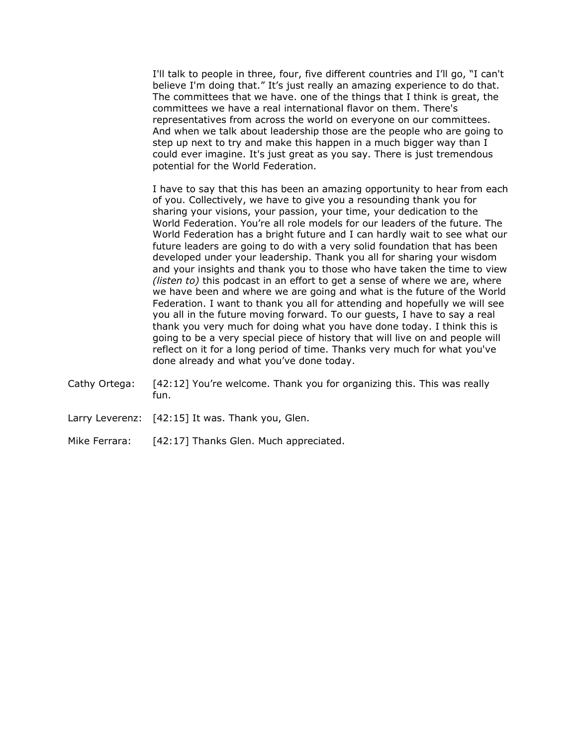I'll talk to people in three, four, five different countries and I'll go, "I can't believe I'm doing that." It's just really an amazing experience to do that. The committees that we have. one of the things that I think is great, the committees we have a real international flavor on them. There's representatives from across the world on everyone on our committees. And when we talk about leadership those are the people who are going to step up next to try and make this happen in a much bigger way than I could ever imagine. It's just great as you say. There is just tremendous potential for the World Federation.

I have to say that this has been an amazing opportunity to hear from each of you. Collectively, we have to give you a resounding thank you for sharing your visions, your passion, your time, your dedication to the World Federation. You're all role models for our leaders of the future. The World Federation has a bright future and I can hardly wait to see what our future leaders are going to do with a very solid foundation that has been developed under your leadership. Thank you all for sharing your wisdom and your insights and thank you to those who have taken the time to view *(listen to)* this podcast in an effort to get a sense of where we are, where we have been and where we are going and what is the future of the World Federation. I want to thank you all for attending and hopefully we will see you all in the future moving forward. To our guests, I have to say a real thank you very much for doing what you have done today. I think this is going to be a very special piece of history that will live on and people will reflect on it for a long period of time. Thanks very much for what you've done already and what you've done today.

Cathy Ortega: [42:12] You're welcome. Thank you for organizing this. This was really fun.

Larry Leverenz: [42:15] It was. Thank you, Glen.

Mike Ferrara: [42:17] Thanks Glen. Much appreciated.